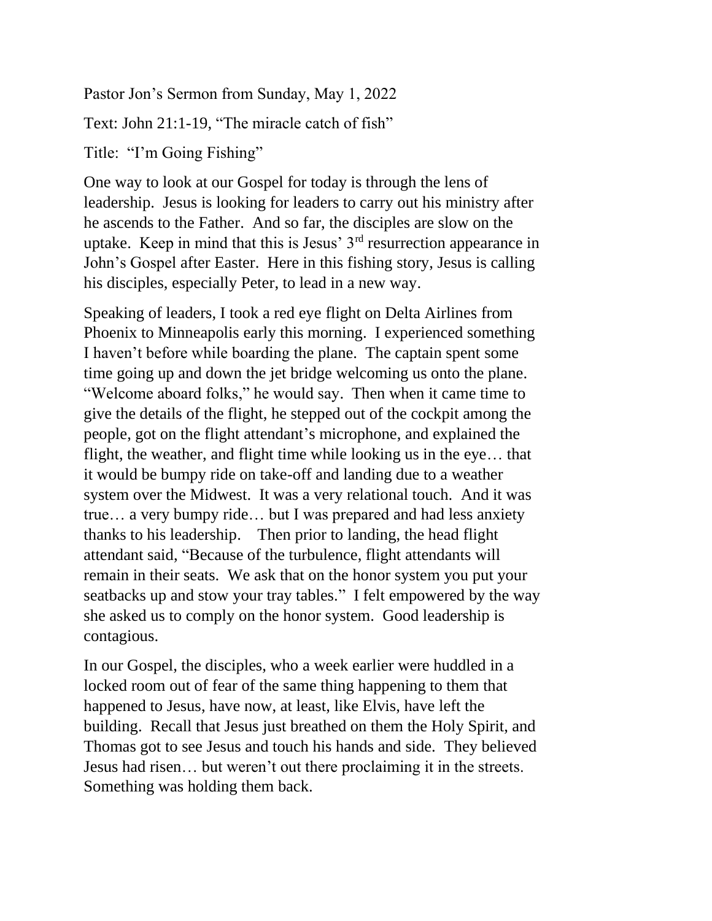Pastor Jon's Sermon from Sunday, May 1, 2022

Text: John 21:1-19, "The miracle catch of fish"

Title: "I'm Going Fishing"

One way to look at our Gospel for today is through the lens of leadership. Jesus is looking for leaders to carry out his ministry after he ascends to the Father. And so far, the disciples are slow on the uptake. Keep in mind that this is Jesus' 3rd resurrection appearance in John's Gospel after Easter. Here in this fishing story, Jesus is calling his disciples, especially Peter, to lead in a new way.

Speaking of leaders, I took a red eye flight on Delta Airlines from Phoenix to Minneapolis early this morning. I experienced something I haven't before while boarding the plane. The captain spent some time going up and down the jet bridge welcoming us onto the plane. "Welcome aboard folks," he would say. Then when it came time to give the details of the flight, he stepped out of the cockpit among the people, got on the flight attendant's microphone, and explained the flight, the weather, and flight time while looking us in the eye… that it would be bumpy ride on take-off and landing due to a weather system over the Midwest. It was a very relational touch. And it was true… a very bumpy ride… but I was prepared and had less anxiety thanks to his leadership. Then prior to landing, the head flight attendant said, "Because of the turbulence, flight attendants will remain in their seats. We ask that on the honor system you put your seatbacks up and stow your tray tables." I felt empowered by the way she asked us to comply on the honor system. Good leadership is contagious.

In our Gospel, the disciples, who a week earlier were huddled in a locked room out of fear of the same thing happening to them that happened to Jesus, have now, at least, like Elvis, have left the building. Recall that Jesus just breathed on them the Holy Spirit, and Thomas got to see Jesus and touch his hands and side. They believed Jesus had risen… but weren't out there proclaiming it in the streets. Something was holding them back.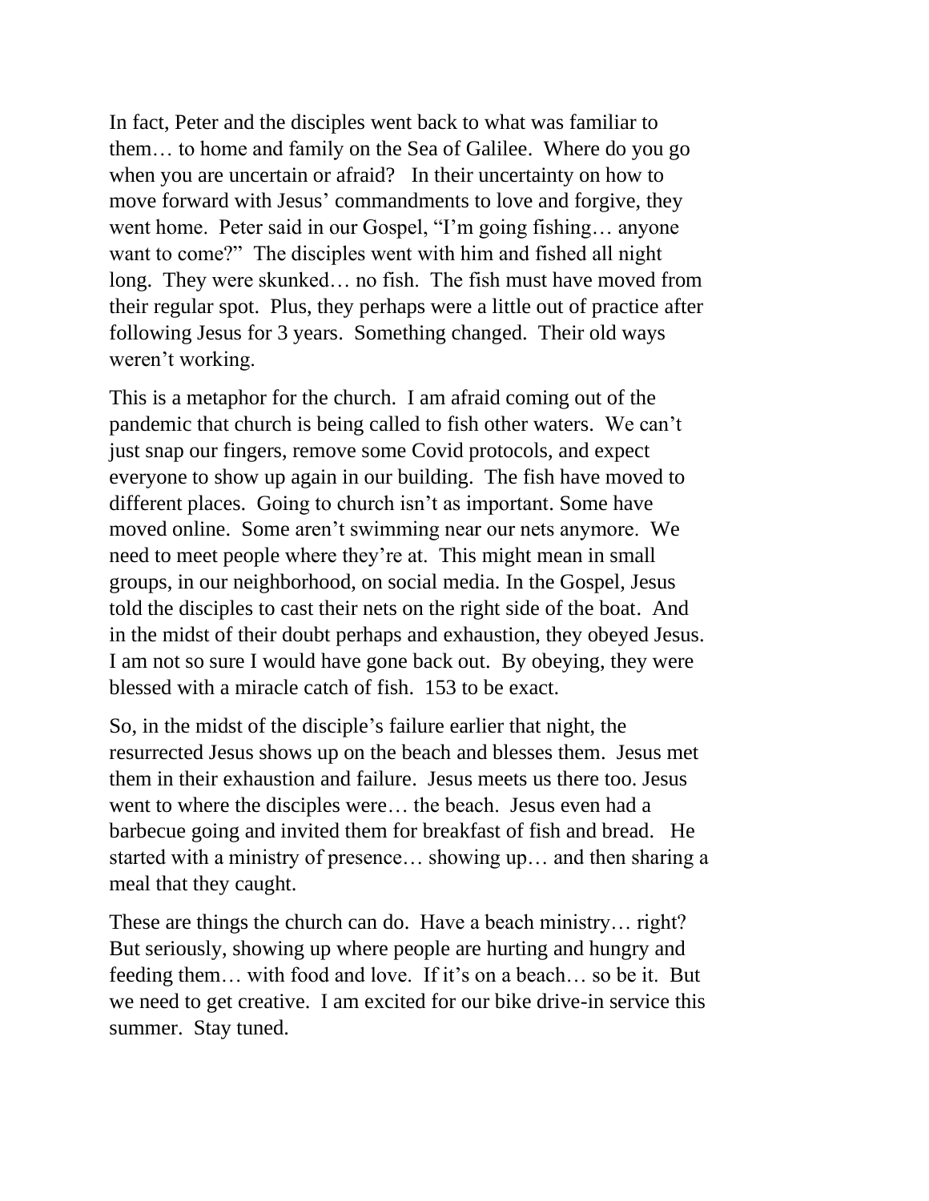In fact, Peter and the disciples went back to what was familiar to them… to home and family on the Sea of Galilee. Where do you go when you are uncertain or afraid? In their uncertainty on how to move forward with Jesus' commandments to love and forgive, they went home. Peter said in our Gospel, "I'm going fishing… anyone want to come?" The disciples went with him and fished all night long. They were skunked… no fish. The fish must have moved from their regular spot. Plus, they perhaps were a little out of practice after following Jesus for 3 years. Something changed. Their old ways weren't working.

This is a metaphor for the church. I am afraid coming out of the pandemic that church is being called to fish other waters. We can't just snap our fingers, remove some Covid protocols, and expect everyone to show up again in our building. The fish have moved to different places. Going to church isn't as important. Some have moved online. Some aren't swimming near our nets anymore. We need to meet people where they're at. This might mean in small groups, in our neighborhood, on social media. In the Gospel, Jesus told the disciples to cast their nets on the right side of the boat. And in the midst of their doubt perhaps and exhaustion, they obeyed Jesus. I am not so sure I would have gone back out. By obeying, they were blessed with a miracle catch of fish. 153 to be exact.

So, in the midst of the disciple's failure earlier that night, the resurrected Jesus shows up on the beach and blesses them. Jesus met them in their exhaustion and failure. Jesus meets us there too. Jesus went to where the disciples were… the beach. Jesus even had a barbecue going and invited them for breakfast of fish and bread. He started with a ministry of presence… showing up… and then sharing a meal that they caught.

These are things the church can do. Have a beach ministry… right? But seriously, showing up where people are hurting and hungry and feeding them… with food and love. If it's on a beach… so be it. But we need to get creative. I am excited for our bike drive-in service this summer. Stay tuned.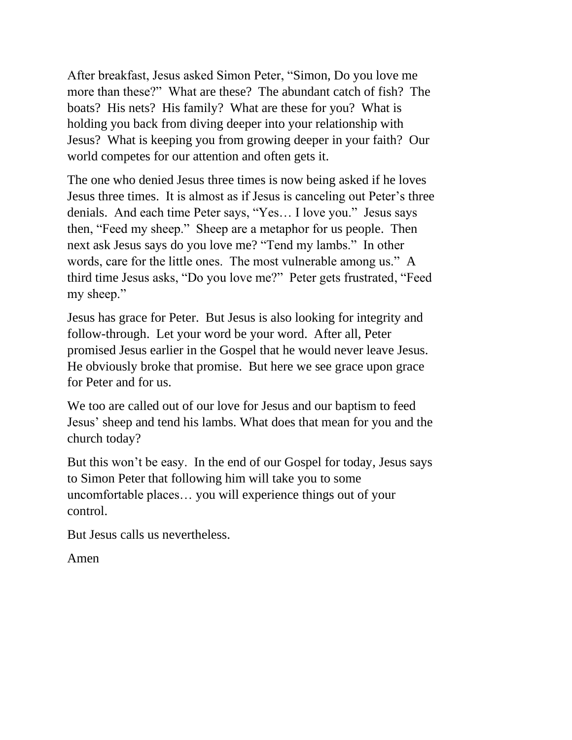After breakfast, Jesus asked Simon Peter, "Simon, Do you love me more than these?" What are these? The abundant catch of fish? The boats? His nets? His family? What are these for you? What is holding you back from diving deeper into your relationship with Jesus? What is keeping you from growing deeper in your faith? Our world competes for our attention and often gets it.

The one who denied Jesus three times is now being asked if he loves Jesus three times. It is almost as if Jesus is canceling out Peter's three denials. And each time Peter says, "Yes… I love you." Jesus says then, "Feed my sheep." Sheep are a metaphor for us people. Then next ask Jesus says do you love me? "Tend my lambs." In other words, care for the little ones. The most vulnerable among us." A third time Jesus asks, "Do you love me?" Peter gets frustrated, "Feed my sheep."

Jesus has grace for Peter. But Jesus is also looking for integrity and follow-through. Let your word be your word. After all, Peter promised Jesus earlier in the Gospel that he would never leave Jesus. He obviously broke that promise. But here we see grace upon grace for Peter and for us.

We too are called out of our love for Jesus and our baptism to feed Jesus' sheep and tend his lambs. What does that mean for you and the church today?

But this won't be easy. In the end of our Gospel for today, Jesus says to Simon Peter that following him will take you to some uncomfortable places… you will experience things out of your control.

But Jesus calls us nevertheless.

Amen